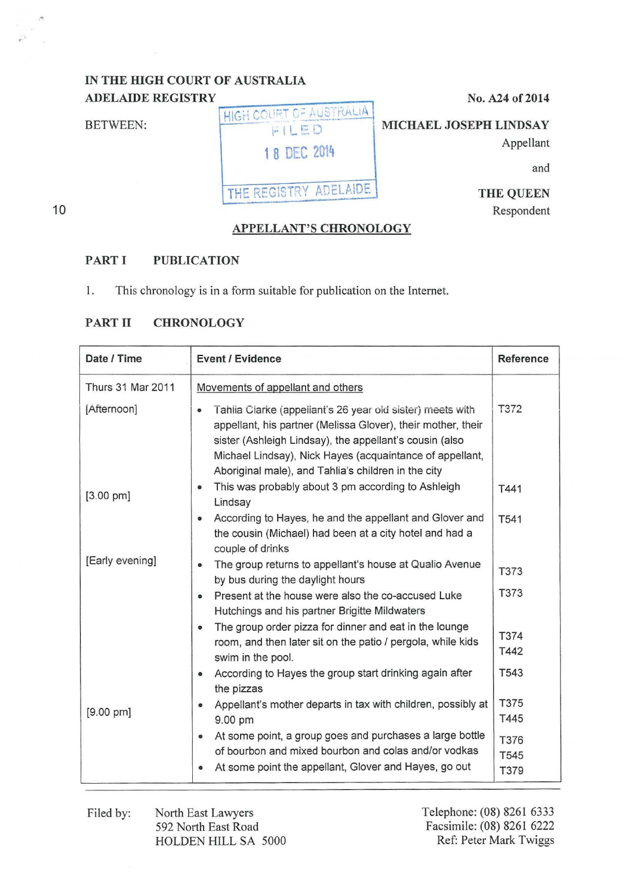IN THE HIGH COURT OF AUSTRALIA
ADELAIDE REGISTRY

No. A24 of 2014

HIGH COURT OF AUSTRALIA
FILED
18 DEC 2014
THE REGISTRY ADELAIDE

BETWEEN:

MICHAEL JOSEPH LINDSAY
Appellant

and

THE QUEEN
Respondent

## APPELLANT'S CHRONOLOGY

## PART I PUBLICATION

1. This chronology is in a form suitable for publication on the Internet.

## PART II CHRONOLOGY

| Date / Time | Event / Evidence | Reference |
|---|---|---|
| Thurs 31 Mar 2011 | Movements of appellant and others | |
| [Afternoon] | • Tahlia Clarke (appellant's 26 year old sister) meets with appellant, his partner (Melissa Glover), their mother, their sister (Ashleigh Lindsay), the appellant's cousin (also Michael Lindsay), Nick Hayes (acquaintance of appellant, Aboriginal male), and Tahlia's children in the city | T372 |
| [3.00 pm] | • This was probably about 3 pm according to Ashleigh Lindsay | T441 |
| | • According to Hayes, he and the appellant and Glover and the cousin (Michael) had been at a city hotel and had a couple of drinks | T541 |
| [Early evening] | • The group returns to appellant's house at Qualio Avenue by bus during the daylight hours | T373 |
| | • Present at the house were also the co-accused Luke Hutchings and his partner Brigitte Mildwaters | T373 |
| | • The group order pizza for dinner and eat in the lounge room, and then later sit on the patio / pergola, while kids swim in the pool. | T374<br>T442 |
| | • According to Hayes the group start drinking again after the pizzas | T543 |
| [9.00 pm] | • Appellant's mother departs in tax with children, possibly at 9.00 pm | T375<br>T445 |
| | • At some point, a group goes and purchases a large bottle of bourbon and mixed bourbon and colas and/or vodkas | T376<br>T545 |
| | • At some point the appellant, Glover and Hayes, go out | T379 |

Filed by: North East Lawyers
592 North East Road
HOLDEN HILL SA 5000

Telephone: (08) 8261 6333
Facsimile: (08) 8261 6222
Ref: Peter Mark Twiggs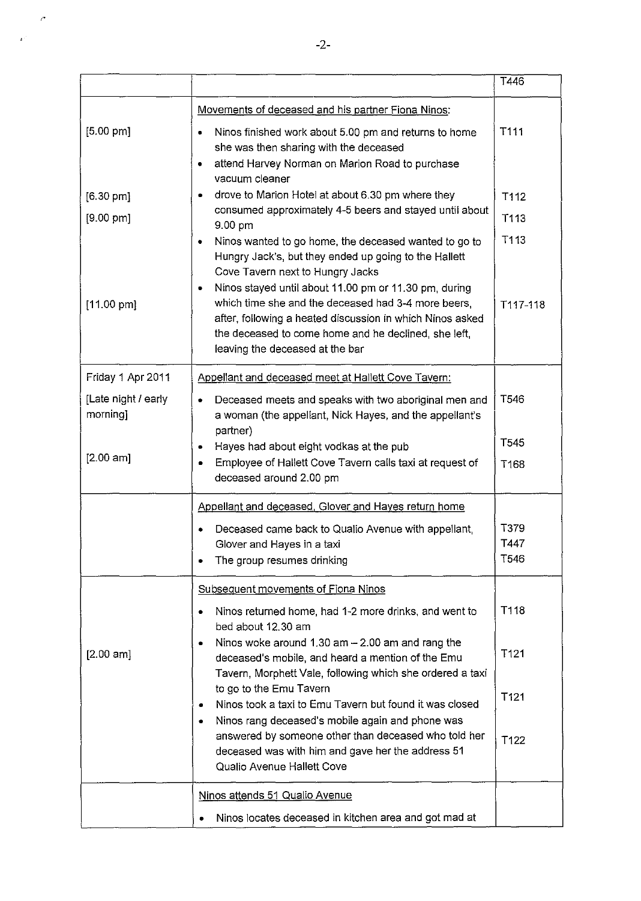| | | |
|---|---|---|
| | | T446 |
| [5.00 pm]<br><br><br><br>[6.30 pm]<br>[9.00 pm]<br><br><br><br><br>[11.00 pm] | Movements of deceased and his partner Fiona Ninos:<br>• Ninos finished work about 5.00 pm and returns to home she was then sharing with the deceased<br>• attend Harvey Norman on Marion Road to purchase vacuum cleaner<br>• drove to Marion Hotel at about 6.30 pm where they consumed approximately 4-5 beers and stayed until about 9.00 pm<br>• Ninos wanted to go home, the deceased wanted to go to Hungry Jack's, but they ended up going to the Hallett Cove Tavern next to Hungry Jacks<br>• Ninos stayed until about 11.00 pm or 11.30 pm, during which time she and the deceased had 3-4 more beers, after, following a heated discussion in which Ninos asked the deceased to come home and he declined, she left, leaving the deceased at the bar | T111<br><br><br><br>T112<br>T113<br>T113<br><br><br><br>T117-118 |
| Friday 1 Apr 2011<br>[Late night / early morning]<br><br>[2.00 am] | Appellant and deceased meet at Hallett Cove Tavern:<br>• Deceased meets and speaks with two aboriginal men and a woman (the appellant, Nick Hayes, and the appellant's partner)<br>• Hayes had about eight vodkas at the pub<br>• Employee of Hallett Cove Tavern calls taxi at request of deceased around 2.00 pm | T546<br><br>T545<br>T168 |
| | Appellant and deceased, Glover and Hayes return home<br>• Deceased came back to Qualio Avenue with appellant, Glover and Hayes in a taxi<br>• The group resumes drinking | T379<br>T447<br>T546 |
| <br><br><br>[2.00 am] | Subsequent movements of Fiona Ninos<br>• Ninos returned home, had 1-2 more drinks, and went to bed about 12.30 am<br>• Ninos woke around 1.30 am – 2.00 am and rang the deceased's mobile, and heard a mention of the Emu Tavern, Morphett Vale, following which she ordered a taxi to go to the Emu Tavern<br>• Ninos took a taxi to Emu Tavern but found it was closed<br>• Ninos rang deceased's mobile again and phone was answered by someone other than deceased who told her deceased was with him and gave her the address 51 Qualio Avenue Hallett Cove | T118<br><br>T121<br><br>T121<br><br>T122 |
| | Ninos attends 51 Qualio Avenue<br>• Ninos locates deceased in kitchen area and got mad at | |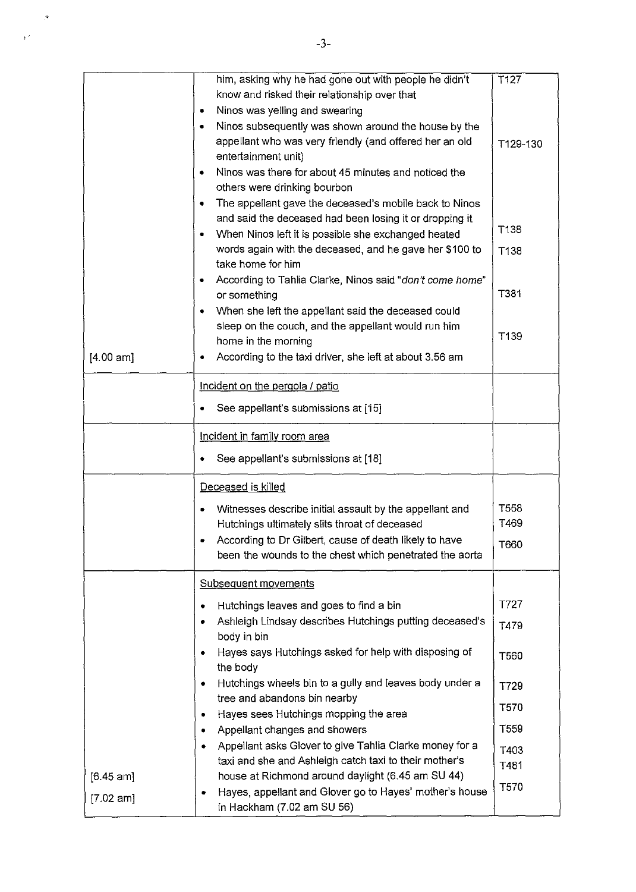| | | |
|---|---|---|
| | him, asking why he had gone out with people he didn't know and risked their relationship over that<br>• Ninos was yelling and swearing<br>• Ninos subsequently was shown around the house by the appellant who was very friendly (and offered her an old entertainment unit)<br>• Ninos was there for about 45 minutes and noticed the others were drinking bourbon<br>• The appellant gave the deceased's mobile back to Ninos and said the deceased had been losing it or dropping it<br>• When Ninos left it is possible she exchanged heated words again with the deceased, and he gave her $100 to take home for him<br>• According to Tahlia Clarke, Ninos said "*don't come home*" or something<br>• When she left the appellant said the deceased could sleep on the couch, and the appellant would run him home in the morning<br>• According to the taxi driver, she left at about 3.56 am | T127<br><br><br>T129-130<br><br>T138<br>T138<br><br>T381<br><br>T139 |
| [4.00 am] | | |
| | Incident on the pergola / patio<br>• See appellant's submissions at [15] | |
| | Incident in family room area<br>• See appellant's submissions at [18] | |
| | Deceased is killed<br>• Witnesses describe initial assault by the appellant and Hutchings ultimately slits throat of deceased<br>• According to Dr Gilbert, cause of death likely to have been the wounds to the chest which penetrated the aorta | T558<br>T469<br>T660 |
| | Subsequent movements<br>• Hutchings leaves and goes to find a bin<br>• Ashleigh Lindsay describes Hutchings putting deceased's body in bin<br>• Hayes says Hutchings asked for help with disposing of the body<br>• Hutchings wheels bin to a gully and leaves body under a tree and abandons bin nearby<br>• Hayes sees Hutchings mopping the area<br>• Appellant changes and showers<br>• Appellant asks Glover to give Tahlia Clarke money for a taxi and she and Ashleigh catch taxi to their mother's house at Richmond around daylight (6.45 am SU 44)<br>• Hayes, appellant and Glover go to Hayes' mother's house in Hackham (7.02 am SU 56) | T727<br>T479<br><br>T560<br><br>T729<br>T570<br>T559<br>T403<br>T481<br>T570 |
| [6.45 am]<br>[7.02 am] | | |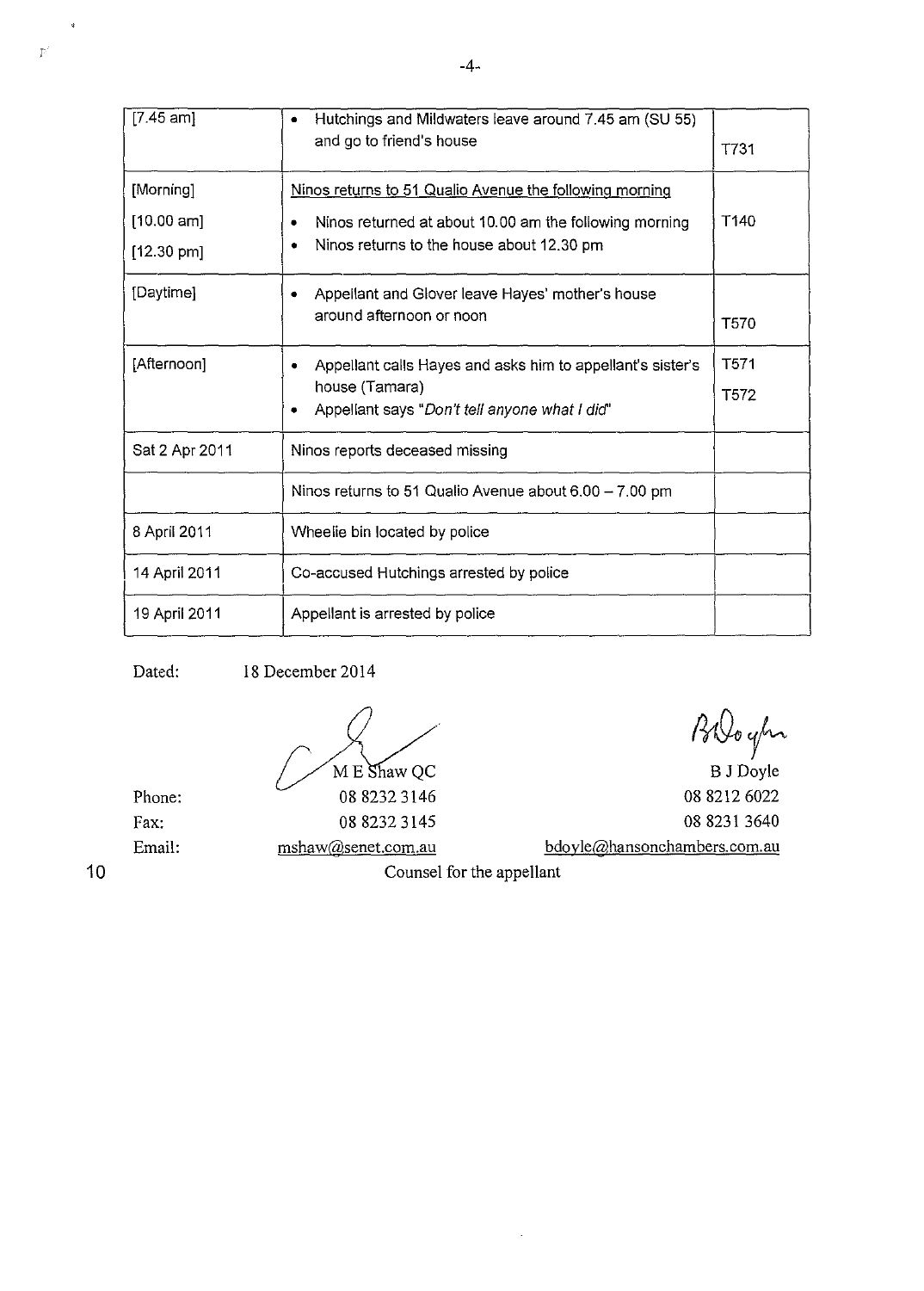| | | |
|---|---|---|
| [7.45 am] | • Hutchings and Mildwaters leave around 7.45 am (SU 55) and go to friend's house | T731 |
| [Morning]<br>[10.00 am]<br>[12.30 pm] | Ninos returns to 51 Qualio Avenue the following morning<br>• Ninos returned at about 10.00 am the following morning<br>• Ninos returns to the house about 12.30 pm | T140 |
| [Daytime] | • Appellant and Glover leave Hayes' mother's house around afternoon or noon | T570 |
| [Afternoon] | • Appellant calls Hayes and asks him to appellant's sister's house (Tamara)<br>• Appellant says "*Don't tell anyone what I did*" | T571<br>T572 |
| Sat 2 Apr 2011 | Ninos reports deceased missing | |
| | Ninos returns to 51 Qualio Avenue about 6.00 – 7.00 pm | |
| 8 April 2011 | Wheelie bin located by police | |
| 14 April 2011 | Co-accused Hutchings arrested by police | |
| 19 April 2011 | Appellant is arrested by police | |

Dated: 18 December 2014

| | | |
|---|---|---|
| | M E Shaw QC | B J Doyle |
| Phone: | 08 8232 3146 | 08 8212 6022 |
| Fax: | 08 8232 3145 | 08 8231 3640 |
| Email: | mshaw@senet.com.au | bdoyle@hansonchambers.com.au |

Counsel for the appellant